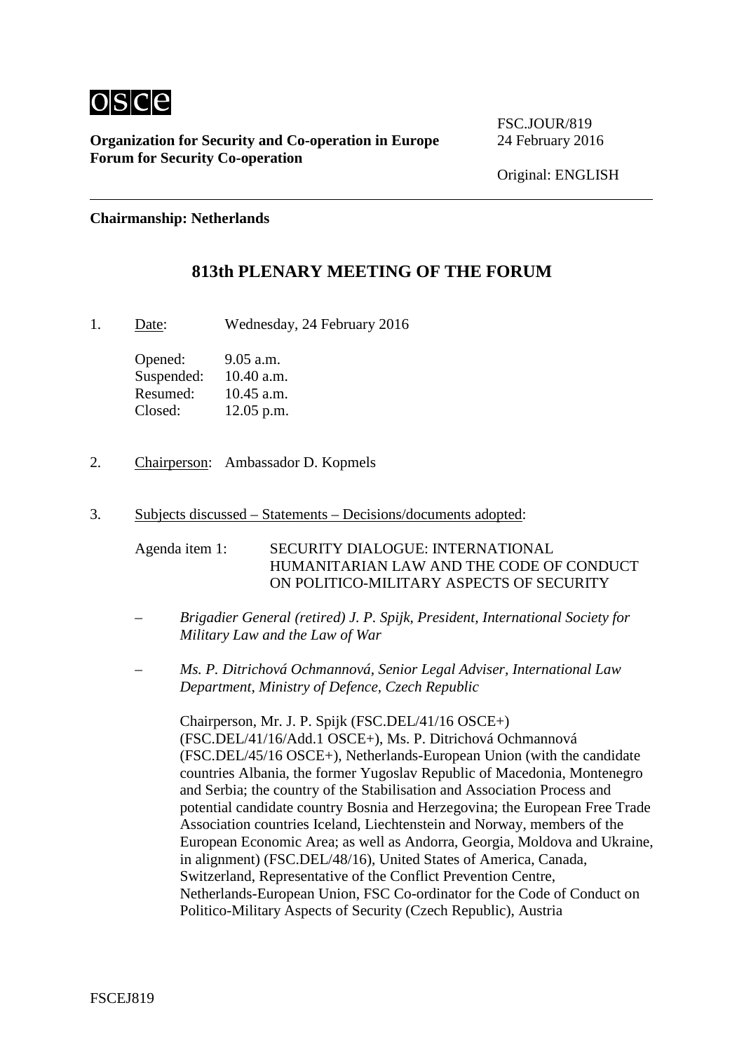**Organization for Security and Co-operation in Europe**
**Forum for Security Co-operation**

FSC.JOUR/819
24 February 2016

Original: ENGLISH

**Chairmanship: Netherlands**

## 813th PLENARY MEETING OF THE FORUM

1. Date: Wednesday, 24 February 2016

   Opened: 9.05 a.m.
   Suspended: 10.40 a.m.
   Resumed: 10.45 a.m.
   Closed: 12.05 p.m.

2. Chairperson: Ambassador D. Kopmels

3. Subjects discussed – Statements – Decisions/documents adopted:

   Agenda item 1: SECURITY DIALOGUE: INTERNATIONAL HUMANITARIAN LAW AND THE CODE OF CONDUCT ON POLITICO-MILITARY ASPECTS OF SECURITY

   – *Brigadier General (retired) J. P. Spijk, President, International Society for Military Law and the Law of War*

   – *Ms. P. Ditrichová Ochmannová, Senior Legal Adviser, International Law Department, Ministry of Defence, Czech Republic*

   Chairperson, Mr. J. P. Spijk (FSC.DEL/41/16 OSCE+) (FSC.DEL/41/16/Add.1 OSCE+), Ms. P. Ditrichová Ochmannová (FSC.DEL/45/16 OSCE+), Netherlands-European Union (with the candidate countries Albania, the former Yugoslav Republic of Macedonia, Montenegro and Serbia; the country of the Stabilisation and Association Process and potential candidate country Bosnia and Herzegovina; the European Free Trade Association countries Iceland, Liechtenstein and Norway, members of the European Economic Area; as well as Andorra, Georgia, Moldova and Ukraine, in alignment) (FSC.DEL/48/16), United States of America, Canada, Switzerland, Representative of the Conflict Prevention Centre, Netherlands-European Union, FSC Co-ordinator for the Code of Conduct on Politico-Military Aspects of Security (Czech Republic), Austria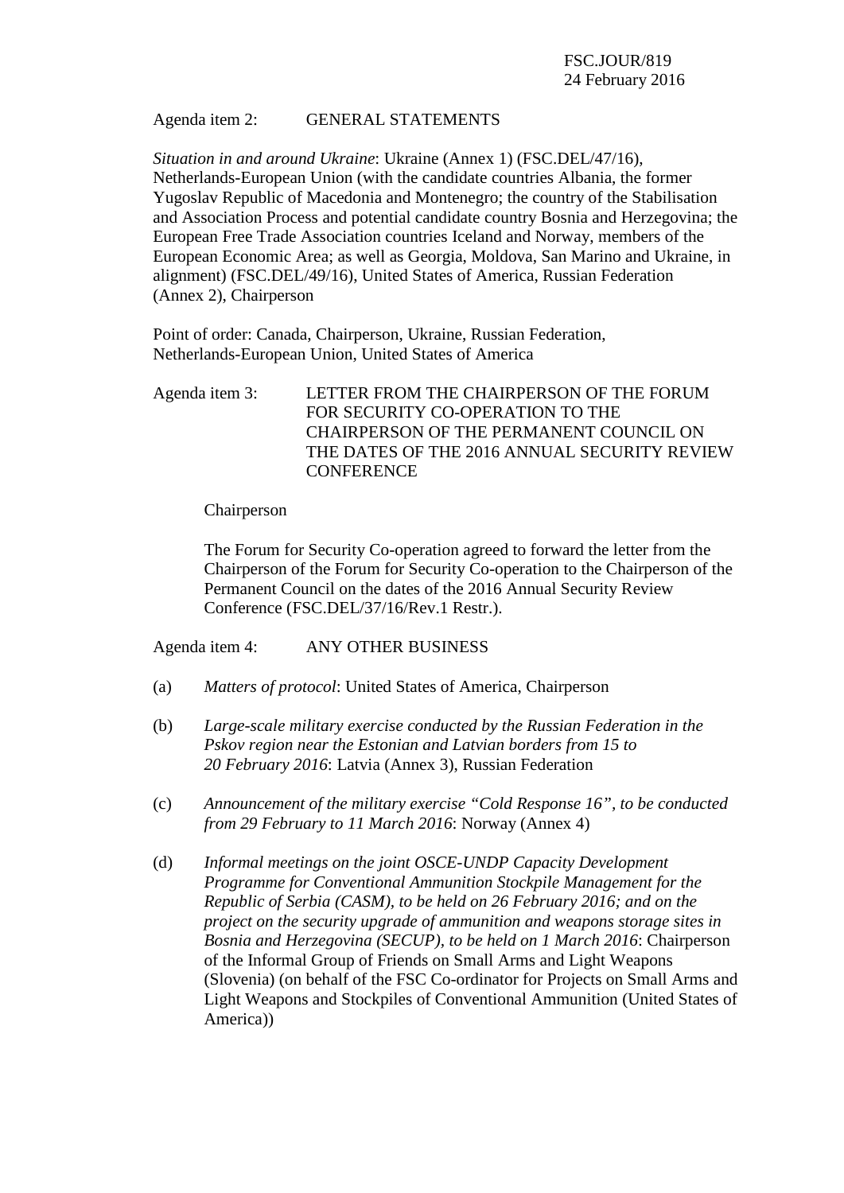Agenda item 2: GENERAL STATEMENTS

*Situation in and around Ukraine*: Ukraine (Annex 1) (FSC.DEL/47/16), Netherlands-European Union (with the candidate countries Albania, the former Yugoslav Republic of Macedonia and Montenegro; the country of the Stabilisation and Association Process and potential candidate country Bosnia and Herzegovina; the European Free Trade Association countries Iceland and Norway, members of the European Economic Area; as well as Georgia, Moldova, San Marino and Ukraine, in alignment) (FSC.DEL/49/16), United States of America, Russian Federation (Annex 2), Chairperson

Point of order: Canada, Chairperson, Ukraine, Russian Federation, Netherlands-European Union, United States of America

Agenda item 3: LETTER FROM THE CHAIRPERSON OF THE FORUM FOR SECURITY CO-OPERATION TO THE CHAIRPERSON OF THE PERMANENT COUNCIL ON THE DATES OF THE 2016 ANNUAL SECURITY REVIEW CONFERENCE

Chairperson

The Forum for Security Co-operation agreed to forward the letter from the Chairperson of the Forum for Security Co-operation to the Chairperson of the Permanent Council on the dates of the 2016 Annual Security Review Conference (FSC.DEL/37/16/Rev.1 Restr.).

Agenda item 4: ANY OTHER BUSINESS

(a) *Matters of protocol*: United States of America, Chairperson

(b) *Large-scale military exercise conducted by the Russian Federation in the Pskov region near the Estonian and Latvian borders from 15 to 20 February 2016*: Latvia (Annex 3), Russian Federation

(c) *Announcement of the military exercise "Cold Response 16", to be conducted from 29 February to 11 March 2016*: Norway (Annex 4)

(d) *Informal meetings on the joint OSCE-UNDP Capacity Development Programme for Conventional Ammunition Stockpile Management for the Republic of Serbia (CASM), to be held on 26 February 2016; and on the project on the security upgrade of ammunition and weapons storage sites in Bosnia and Herzegovina (SECUP), to be held on 1 March 2016*: Chairperson of the Informal Group of Friends on Small Arms and Light Weapons (Slovenia) (on behalf of the FSC Co-ordinator for Projects on Small Arms and Light Weapons and Stockpiles of Conventional Ammunition (United States of America))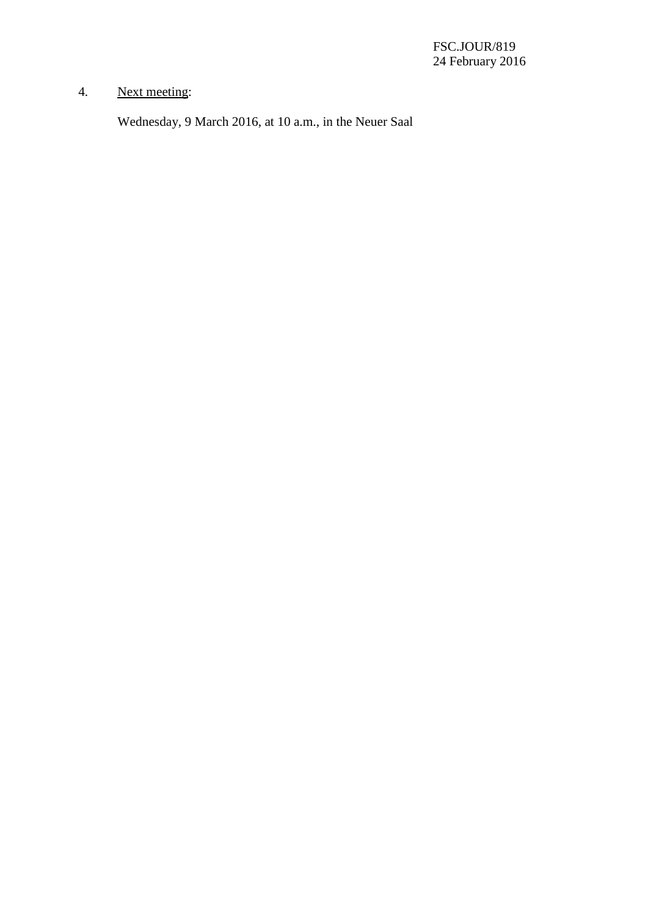4. Next meeting:

   Wednesday, 9 March 2016, at 10 a.m., in the Neuer Saal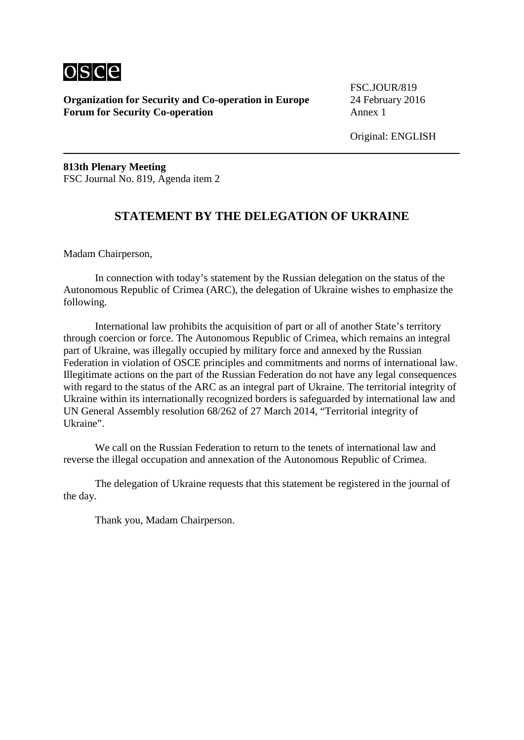**Organization for Security and Co-operation in Europe**
**Forum for Security Co-operation**

FSC.JOUR/819
24 February 2016
Annex 1

Original: ENGLISH

**813th Plenary Meeting**
FSC Journal No. 819, Agenda item 2

## STATEMENT BY THE DELEGATION OF UKRAINE

Madam Chairperson,

In connection with today's statement by the Russian delegation on the status of the Autonomous Republic of Crimea (ARC), the delegation of Ukraine wishes to emphasize the following.

International law prohibits the acquisition of part or all of another State's territory through coercion or force. The Autonomous Republic of Crimea, which remains an integral part of Ukraine, was illegally occupied by military force and annexed by the Russian Federation in violation of OSCE principles and commitments and norms of international law. Illegitimate actions on the part of the Russian Federation do not have any legal consequences with regard to the status of the ARC as an integral part of Ukraine. The territorial integrity of Ukraine within its internationally recognized borders is safeguarded by international law and UN General Assembly resolution 68/262 of 27 March 2014, "Territorial integrity of Ukraine".

We call on the Russian Federation to return to the tenets of international law and reverse the illegal occupation and annexation of the Autonomous Republic of Crimea.

The delegation of Ukraine requests that this statement be registered in the journal of the day.

Thank you, Madam Chairperson.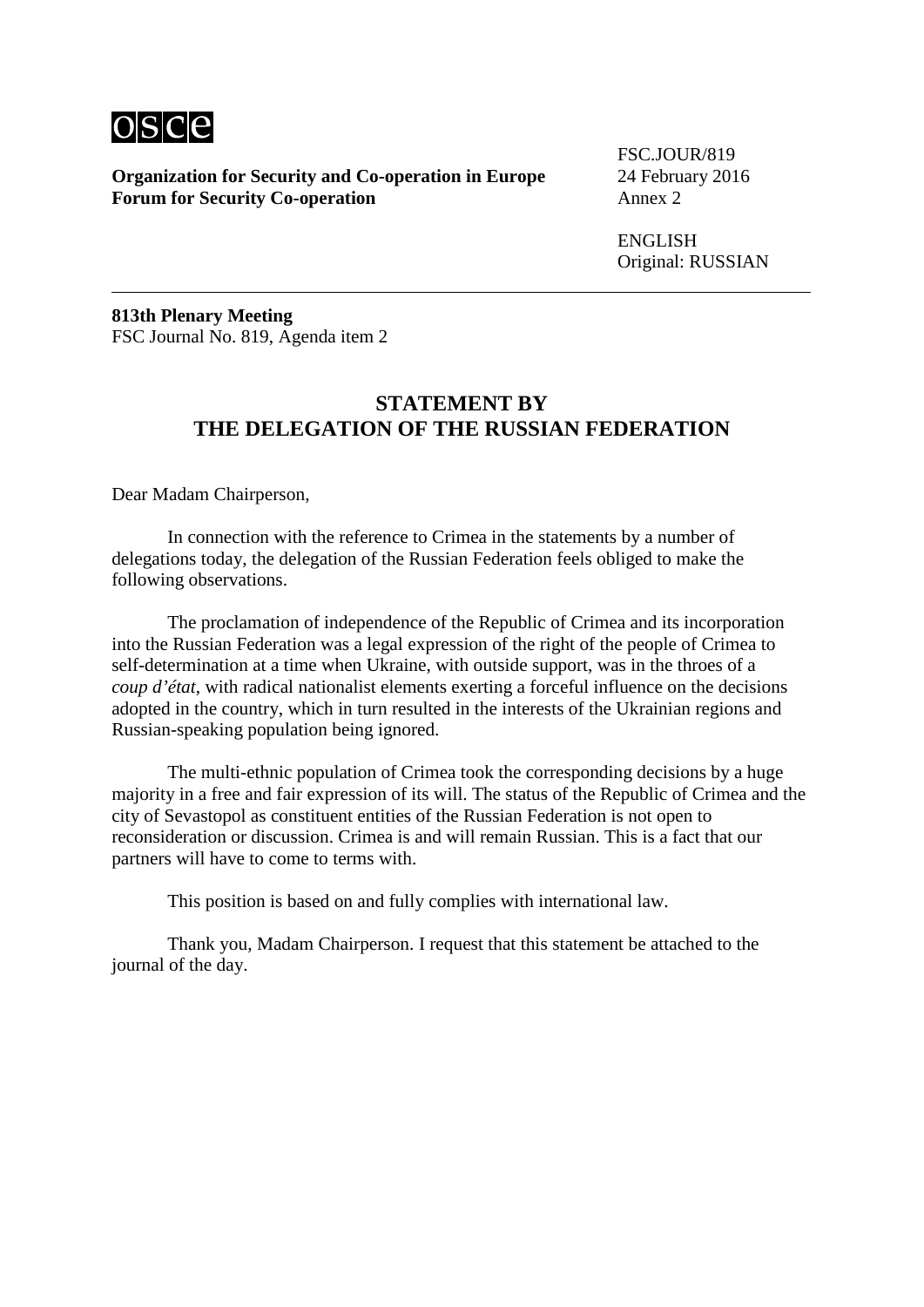**Organization for Security and Co-operation in Europe**
**Forum for Security Co-operation**

FSC.JOUR/819
24 February 2016
Annex 2

ENGLISH
Original: RUSSIAN

---

**813th Plenary Meeting**
FSC Journal No. 819, Agenda item 2

## STATEMENT BY THE DELEGATION OF THE RUSSIAN FEDERATION

Dear Madam Chairperson,

In connection with the reference to Crimea in the statements by a number of delegations today, the delegation of the Russian Federation feels obliged to make the following observations.

The proclamation of independence of the Republic of Crimea and its incorporation into the Russian Federation was a legal expression of the right of the people of Crimea to self-determination at a time when Ukraine, with outside support, was in the throes of a *coup d'état*, with radical nationalist elements exerting a forceful influence on the decisions adopted in the country, which in turn resulted in the interests of the Ukrainian regions and Russian-speaking population being ignored.

The multi-ethnic population of Crimea took the corresponding decisions by a huge majority in a free and fair expression of its will. The status of the Republic of Crimea and the city of Sevastopol as constituent entities of the Russian Federation is not open to reconsideration or discussion. Crimea is and will remain Russian. This is a fact that our partners will have to come to terms with.

This position is based on and fully complies with international law.

Thank you, Madam Chairperson. I request that this statement be attached to the journal of the day.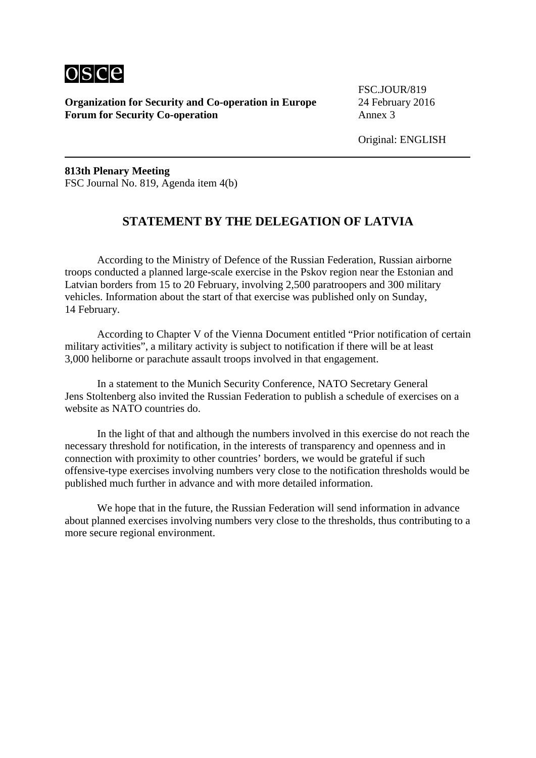**Organization for Security and Co-operation in Europe**
**Forum for Security Co-operation**

FSC.JOUR/819
24 February 2016
Annex 3

Original: ENGLISH

**813th Plenary Meeting**
FSC Journal No. 819, Agenda item 4(b)

## STATEMENT BY THE DELEGATION OF LATVIA

According to the Ministry of Defence of the Russian Federation, Russian airborne troops conducted a planned large-scale exercise in the Pskov region near the Estonian and Latvian borders from 15 to 20 February, involving 2,500 paratroopers and 300 military vehicles. Information about the start of that exercise was published only on Sunday, 14 February.

According to Chapter V of the Vienna Document entitled "Prior notification of certain military activities", a military activity is subject to notification if there will be at least 3,000 heliborne or parachute assault troops involved in that engagement.

In a statement to the Munich Security Conference, NATO Secretary General Jens Stoltenberg also invited the Russian Federation to publish a schedule of exercises on a website as NATO countries do.

In the light of that and although the numbers involved in this exercise do not reach the necessary threshold for notification, in the interests of transparency and openness and in connection with proximity to other countries' borders, we would be grateful if such offensive-type exercises involving numbers very close to the notification thresholds would be published much further in advance and with more detailed information.

We hope that in the future, the Russian Federation will send information in advance about planned exercises involving numbers very close to the thresholds, thus contributing to a more secure regional environment.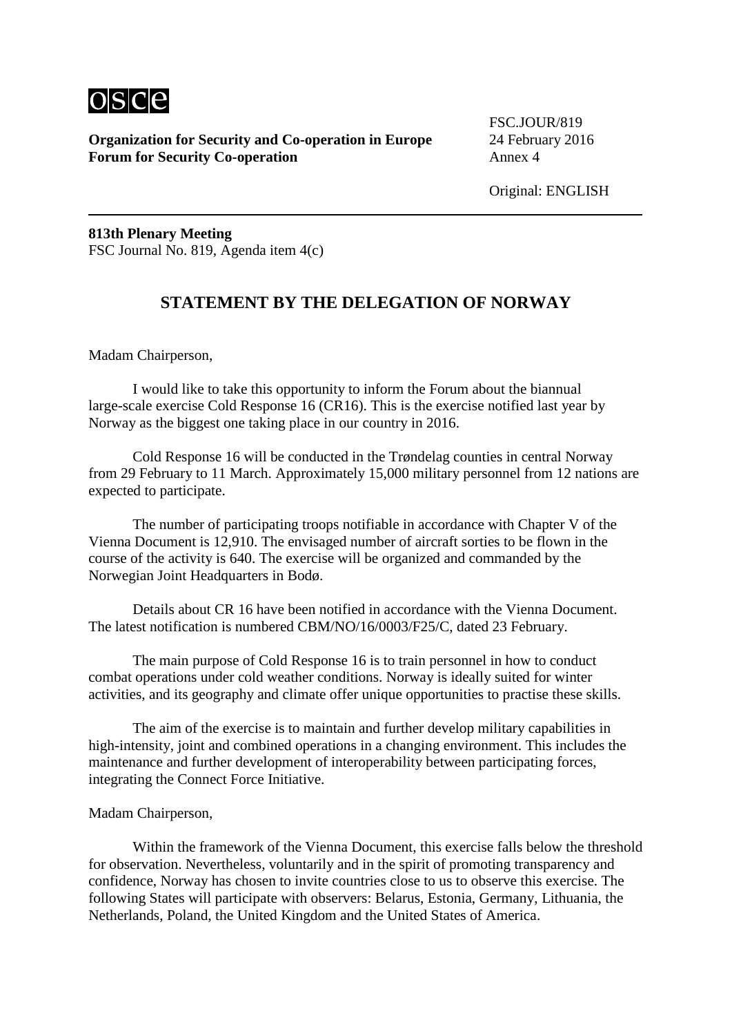**Organization for Security and Co-operation in Europe**
**Forum for Security Co-operation**

FSC.JOUR/819
24 February 2016
Annex 4

Original: ENGLISH

**813th Plenary Meeting**
FSC Journal No. 819, Agenda item 4(c)

## STATEMENT BY THE DELEGATION OF NORWAY

Madam Chairperson,

I would like to take this opportunity to inform the Forum about the biannual large-scale exercise Cold Response 16 (CR16). This is the exercise notified last year by Norway as the biggest one taking place in our country in 2016.

Cold Response 16 will be conducted in the Trøndelag counties in central Norway from 29 February to 11 March. Approximately 15,000 military personnel from 12 nations are expected to participate.

The number of participating troops notifiable in accordance with Chapter V of the Vienna Document is 12,910. The envisaged number of aircraft sorties to be flown in the course of the activity is 640. The exercise will be organized and commanded by the Norwegian Joint Headquarters in Bodø.

Details about CR 16 have been notified in accordance with the Vienna Document. The latest notification is numbered CBM/NO/16/0003/F25/C, dated 23 February.

The main purpose of Cold Response 16 is to train personnel in how to conduct combat operations under cold weather conditions. Norway is ideally suited for winter activities, and its geography and climate offer unique opportunities to practise these skills.

The aim of the exercise is to maintain and further develop military capabilities in high-intensity, joint and combined operations in a changing environment. This includes the maintenance and further development of interoperability between participating forces, integrating the Connect Force Initiative.

Madam Chairperson,

Within the framework of the Vienna Document, this exercise falls below the threshold for observation. Nevertheless, voluntarily and in the spirit of promoting transparency and confidence, Norway has chosen to invite countries close to us to observe this exercise. The following States will participate with observers: Belarus, Estonia, Germany, Lithuania, the Netherlands, Poland, the United Kingdom and the United States of America.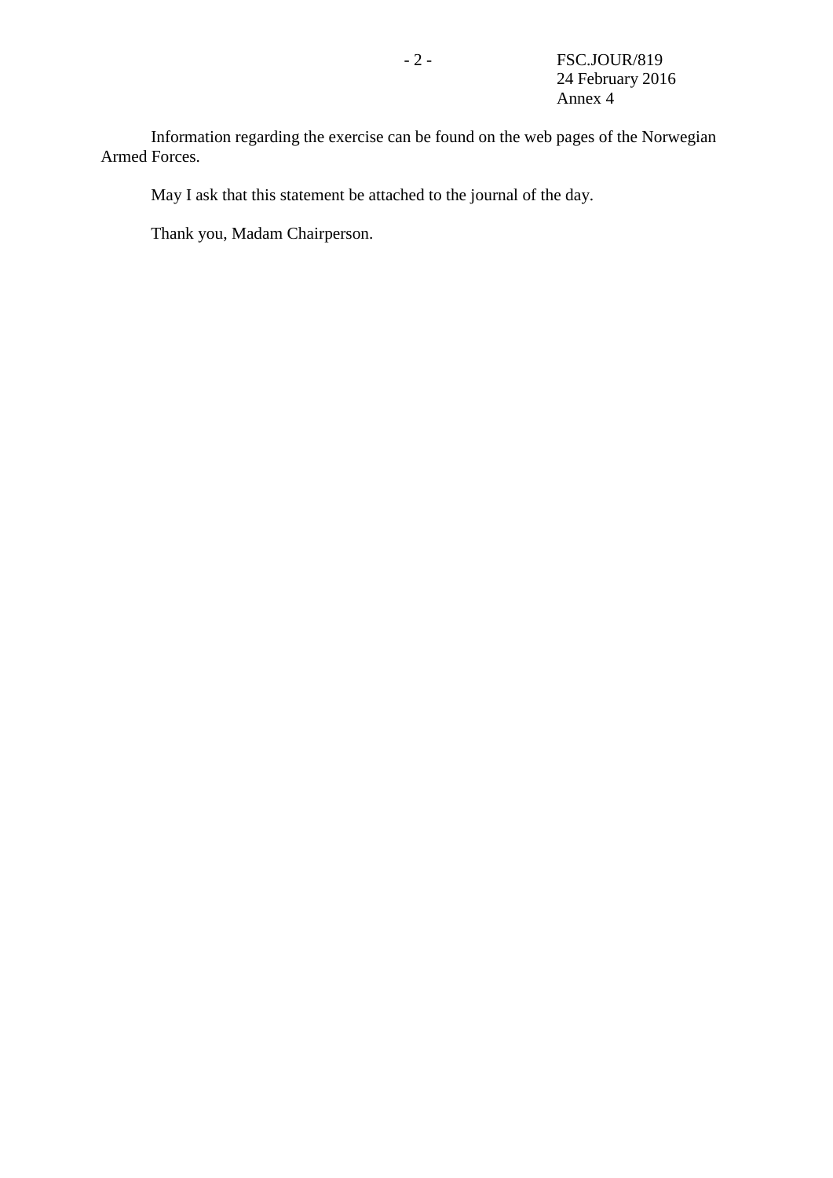Information regarding the exercise can be found on the web pages of the Norwegian Armed Forces.

May I ask that this statement be attached to the journal of the day.

Thank you, Madam Chairperson.